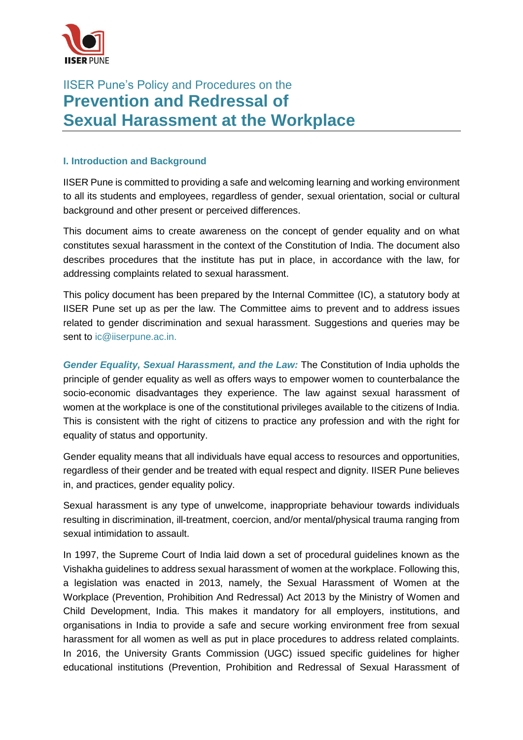IISER Pune's Policy and Procedures on the

# Prevention and Redressal of Sexual Harassment at the Workplace

## I. Introduction and Background

IISER Pune is committed to providing a safe and welcoming learning and working environment to all its students and employees, regardless of gender, sexual orientation, social or cultural background and other present or perceived differences.

This document aims to create awareness on the concept of gender equality and on what constitutes sexual harassment in the context of the Constitution of India. The document also describes procedures that the institute has put in place, in accordance with the law, for addressing complaints related to sexual harassment.

This policy document has been prepared by the Internal Committee (IC), a statutory body at IISER Pune set up as per the law. The Committee aims to prevent and to address issues related to gender discrimination and sexual harassment. Suggestions and queries may be sent to ic@iiserpune.ac.in.

***Gender Equality, Sexual Harassment, and the Law:*** The Constitution of India upholds the principle of gender equality as well as offers ways to empower women to counterbalance the socio-economic disadvantages they experience. The law against sexual harassment of women at the workplace is one of the constitutional privileges available to the citizens of India. This is consistent with the right of citizens to practice any profession and with the right for equality of status and opportunity.

Gender equality means that all individuals have equal access to resources and opportunities, regardless of their gender and be treated with equal respect and dignity. IISER Pune believes in, and practices, gender equality policy.

Sexual harassment is any type of unwelcome, inappropriate behaviour towards individuals resulting in discrimination, ill-treatment, coercion, and/or mental/physical trauma ranging from sexual intimidation to assault.

In 1997, the Supreme Court of India laid down a set of procedural guidelines known as the Vishakha guidelines to address sexual harassment of women at the workplace. Following this, a legislation was enacted in 2013, namely, the Sexual Harassment of Women at the Workplace (Prevention, Prohibition And Redressal) Act 2013 by the Ministry of Women and Child Development, India. This makes it mandatory for all employers, institutions, and organisations in India to provide a safe and secure working environment free from sexual harassment for all women as well as put in place procedures to address related complaints. In 2016, the University Grants Commission (UGC) issued specific guidelines for higher educational institutions (Prevention, Prohibition and Redressal of Sexual Harassment of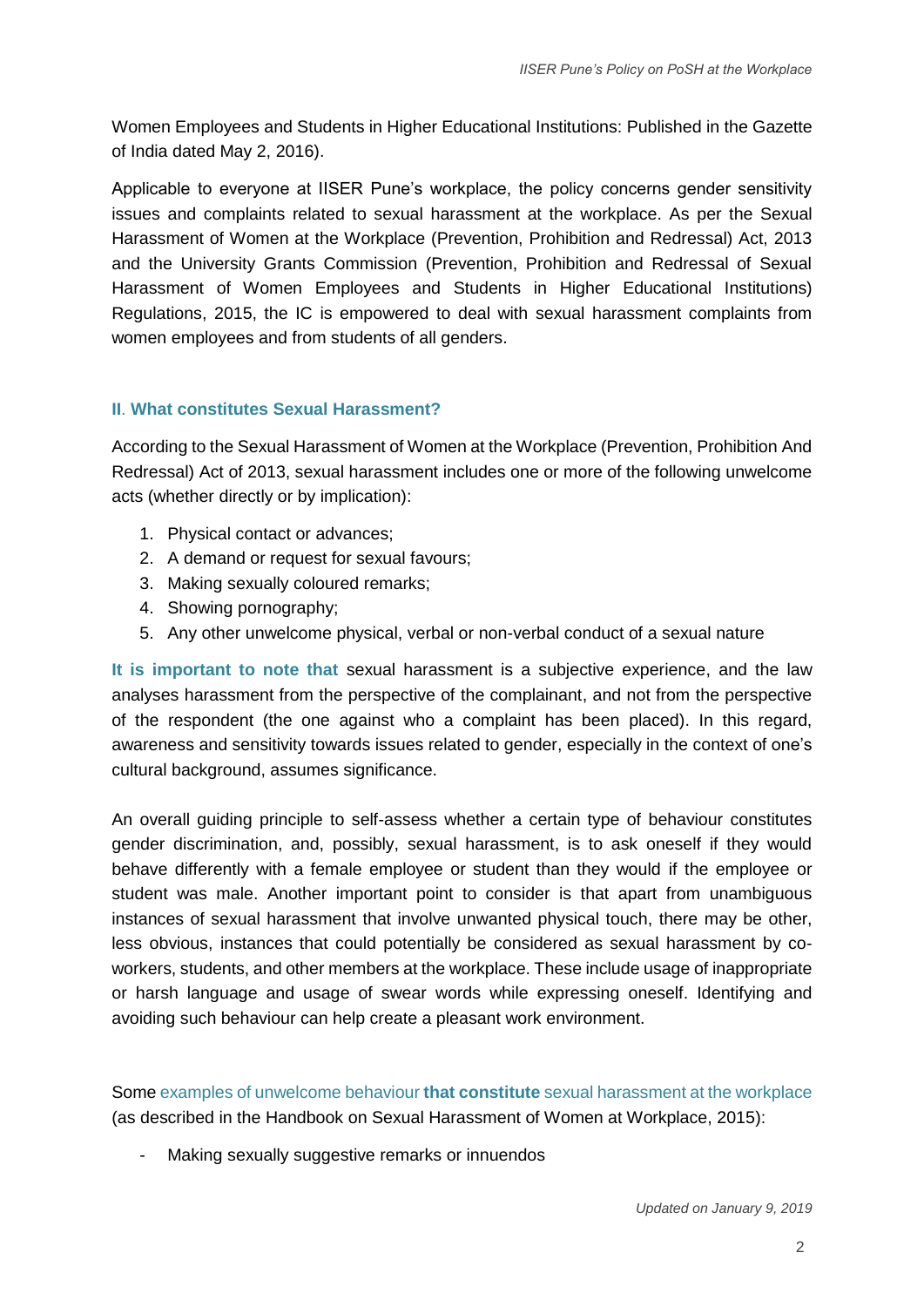Women Employees and Students in Higher Educational Institutions: Published in the Gazette of India dated May 2, 2016).

Applicable to everyone at IISER Pune's workplace, the policy concerns gender sensitivity issues and complaints related to sexual harassment at the workplace. As per the Sexual Harassment of Women at the Workplace (Prevention, Prohibition and Redressal) Act, 2013 and the University Grants Commission (Prevention, Prohibition and Redressal of Sexual Harassment of Women Employees and Students in Higher Educational Institutions) Regulations, 2015, the IC is empowered to deal with sexual harassment complaints from women employees and from students of all genders.

## II. What constitutes Sexual Harassment?

According to the Sexual Harassment of Women at the Workplace (Prevention, Prohibition And Redressal) Act of 2013, sexual harassment includes one or more of the following unwelcome acts (whether directly or by implication):

1. Physical contact or advances;
2. A demand or request for sexual favours;
3. Making sexually coloured remarks;
4. Showing pornography;
5. Any other unwelcome physical, verbal or non-verbal conduct of a sexual nature

**It is important to note that** sexual harassment is a subjective experience, and the law analyses harassment from the perspective of the complainant, and not from the perspective of the respondent (the one against who a complaint has been placed). In this regard, awareness and sensitivity towards issues related to gender, especially in the context of one's cultural background, assumes significance.

An overall guiding principle to self-assess whether a certain type of behaviour constitutes gender discrimination, and, possibly, sexual harassment, is to ask oneself if they would behave differently with a female employee or student than they would if the employee or student was male. Another important point to consider is that apart from unambiguous instances of sexual harassment that involve unwanted physical touch, there may be other, less obvious, instances that could potentially be considered as sexual harassment by co-workers, students, and other members at the workplace. These include usage of inappropriate or harsh language and usage of swear words while expressing oneself. Identifying and avoiding such behaviour can help create a pleasant work environment.

Some examples of unwelcome behaviour **that constitute** sexual harassment at the workplace (as described in the Handbook on Sexual Harassment of Women at Workplace, 2015):

- Making sexually suggestive remarks or innuendos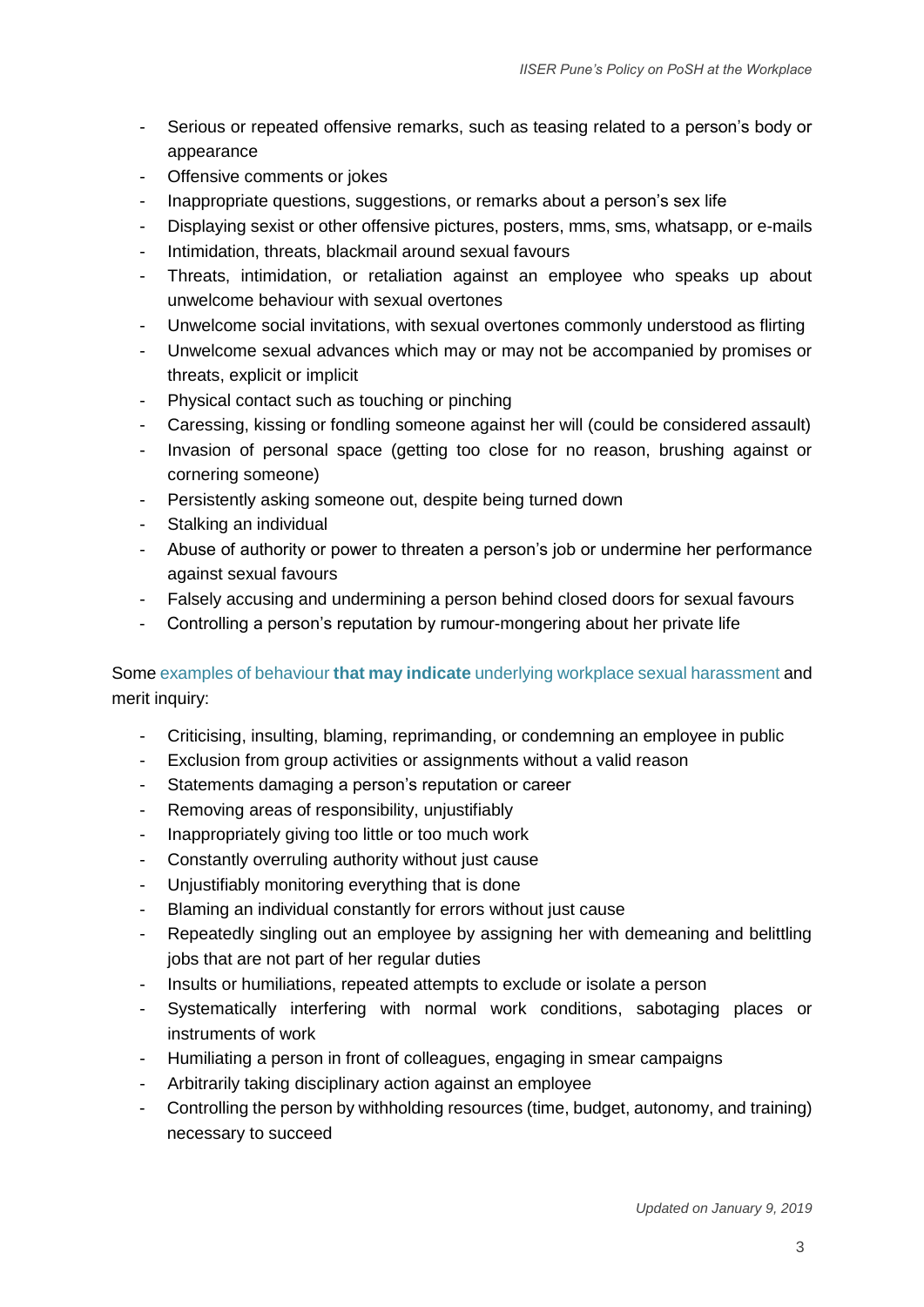- Serious or repeated offensive remarks, such as teasing related to a person's body or appearance
- Offensive comments or jokes
- Inappropriate questions, suggestions, or remarks about a person's sex life
- Displaying sexist or other offensive pictures, posters, mms, sms, whatsapp, or e-mails
- Intimidation, threats, blackmail around sexual favours
- Threats, intimidation, or retaliation against an employee who speaks up about unwelcome behaviour with sexual overtones
- Unwelcome social invitations, with sexual overtones commonly understood as flirting
- Unwelcome sexual advances which may or may not be accompanied by promises or threats, explicit or implicit
- Physical contact such as touching or pinching
- Caressing, kissing or fondling someone against her will (could be considered assault)
- Invasion of personal space (getting too close for no reason, brushing against or cornering someone)
- Persistently asking someone out, despite being turned down
- Stalking an individual
- Abuse of authority or power to threaten a person's job or undermine her performance against sexual favours
- Falsely accusing and undermining a person behind closed doors for sexual favours
- Controlling a person's reputation by rumour-mongering about her private life

Some examples of behaviour **that may indicate** underlying workplace sexual harassment and merit inquiry:

- Criticising, insulting, blaming, reprimanding, or condemning an employee in public
- Exclusion from group activities or assignments without a valid reason
- Statements damaging a person's reputation or career
- Removing areas of responsibility, unjustifiably
- Inappropriately giving too little or too much work
- Constantly overruling authority without just cause
- Unjustifiably monitoring everything that is done
- Blaming an individual constantly for errors without just cause
- Repeatedly singling out an employee by assigning her with demeaning and belittling jobs that are not part of her regular duties
- Insults or humiliations, repeated attempts to exclude or isolate a person
- Systematically interfering with normal work conditions, sabotaging places or instruments of work
- Humiliating a person in front of colleagues, engaging in smear campaigns
- Arbitrarily taking disciplinary action against an employee
- Controlling the person by withholding resources (time, budget, autonomy, and training) necessary to succeed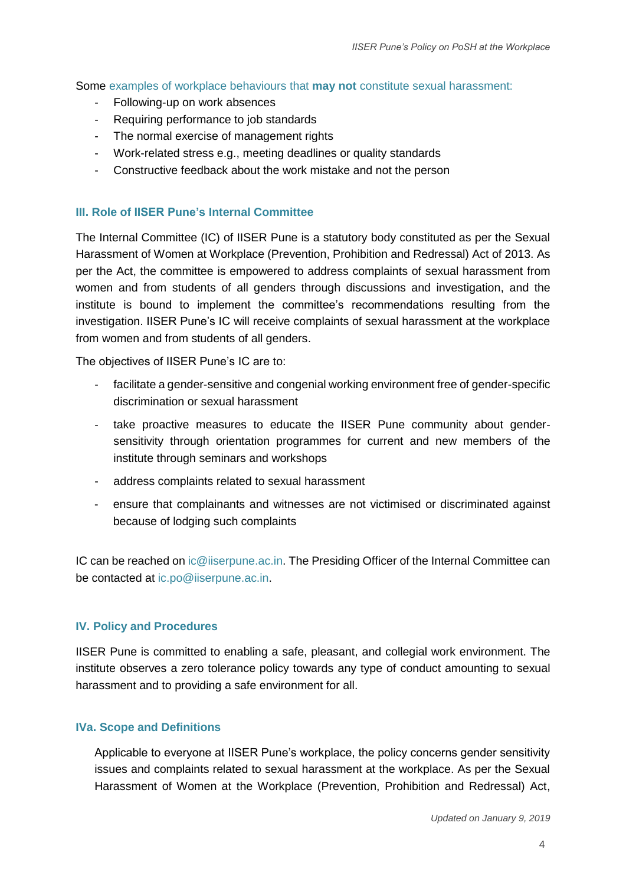Some examples of workplace behaviours that **may not** constitute sexual harassment:

- Following-up on work absences
- Requiring performance to job standards
- The normal exercise of management rights
- Work-related stress e.g., meeting deadlines or quality standards
- Constructive feedback about the work mistake and not the person

## III. Role of IISER Pune's Internal Committee

The Internal Committee (IC) of IISER Pune is a statutory body constituted as per the Sexual Harassment of Women at Workplace (Prevention, Prohibition and Redressal) Act of 2013. As per the Act, the committee is empowered to address complaints of sexual harassment from women and from students of all genders through discussions and investigation, and the institute is bound to implement the committee's recommendations resulting from the investigation. IISER Pune's IC will receive complaints of sexual harassment at the workplace from women and from students of all genders.

The objectives of IISER Pune's IC are to:

- facilitate a gender-sensitive and congenial working environment free of gender-specific discrimination or sexual harassment
- take proactive measures to educate the IISER Pune community about gender-sensitivity through orientation programmes for current and new members of the institute through seminars and workshops
- address complaints related to sexual harassment
- ensure that complainants and witnesses are not victimised or discriminated against because of lodging such complaints

IC can be reached on ic@iiserpune.ac.in. The Presiding Officer of the Internal Committee can be contacted at ic.po@iiserpune.ac.in.

## IV. Policy and Procedures

IISER Pune is committed to enabling a safe, pleasant, and collegial work environment. The institute observes a zero tolerance policy towards any type of conduct amounting to sexual harassment and to providing a safe environment for all.

### IVa. Scope and Definitions

Applicable to everyone at IISER Pune's workplace, the policy concerns gender sensitivity issues and complaints related to sexual harassment at the workplace. As per the Sexual Harassment of Women at the Workplace (Prevention, Prohibition and Redressal) Act,

*Updated on January 9, 2019*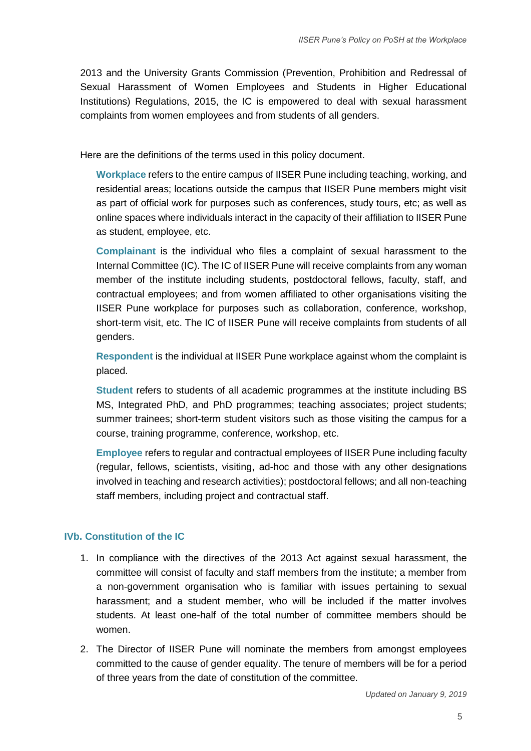2013 and the University Grants Commission (Prevention, Prohibition and Redressal of Sexual Harassment of Women Employees and Students in Higher Educational Institutions) Regulations, 2015, the IC is empowered to deal with sexual harassment complaints from women employees and from students of all genders.

Here are the definitions of the terms used in this policy document.

> **Workplace** refers to the entire campus of IISER Pune including teaching, working, and residential areas; locations outside the campus that IISER Pune members might visit as part of official work for purposes such as conferences, study tours, etc; as well as online spaces where individuals interact in the capacity of their affiliation to IISER Pune as student, employee, etc.
>
> **Complainant** is the individual who files a complaint of sexual harassment to the Internal Committee (IC). The IC of IISER Pune will receive complaints from any woman member of the institute including students, postdoctoral fellows, faculty, staff, and contractual employees; and from women affiliated to other organisations visiting the IISER Pune workplace for purposes such as collaboration, conference, workshop, short-term visit, etc. The IC of IISER Pune will receive complaints from students of all genders.
>
> **Respondent** is the individual at IISER Pune workplace against whom the complaint is placed.
>
> **Student** refers to students of all academic programmes at the institute including BS MS, Integrated PhD, and PhD programmes; teaching associates; project students; summer trainees; short-term student visitors such as those visiting the campus for a course, training programme, conference, workshop, etc.
>
> **Employee** refers to regular and contractual employees of IISER Pune including faculty (regular, fellows, scientists, visiting, ad-hoc and those with any other designations involved in teaching and research activities); postdoctoral fellows; and all non-teaching staff members, including project and contractual staff.

### IVb. Constitution of the IC

1. In compliance with the directives of the 2013 Act against sexual harassment, the committee will consist of faculty and staff members from the institute; a member from a non-government organisation who is familiar with issues pertaining to sexual harassment; and a student member, who will be included if the matter involves students. At least one-half of the total number of committee members should be women.
2. The Director of IISER Pune will nominate the members from amongst employees committed to the cause of gender equality. The tenure of members will be for a period of three years from the date of constitution of the committee.

*Updated on January 9, 2019*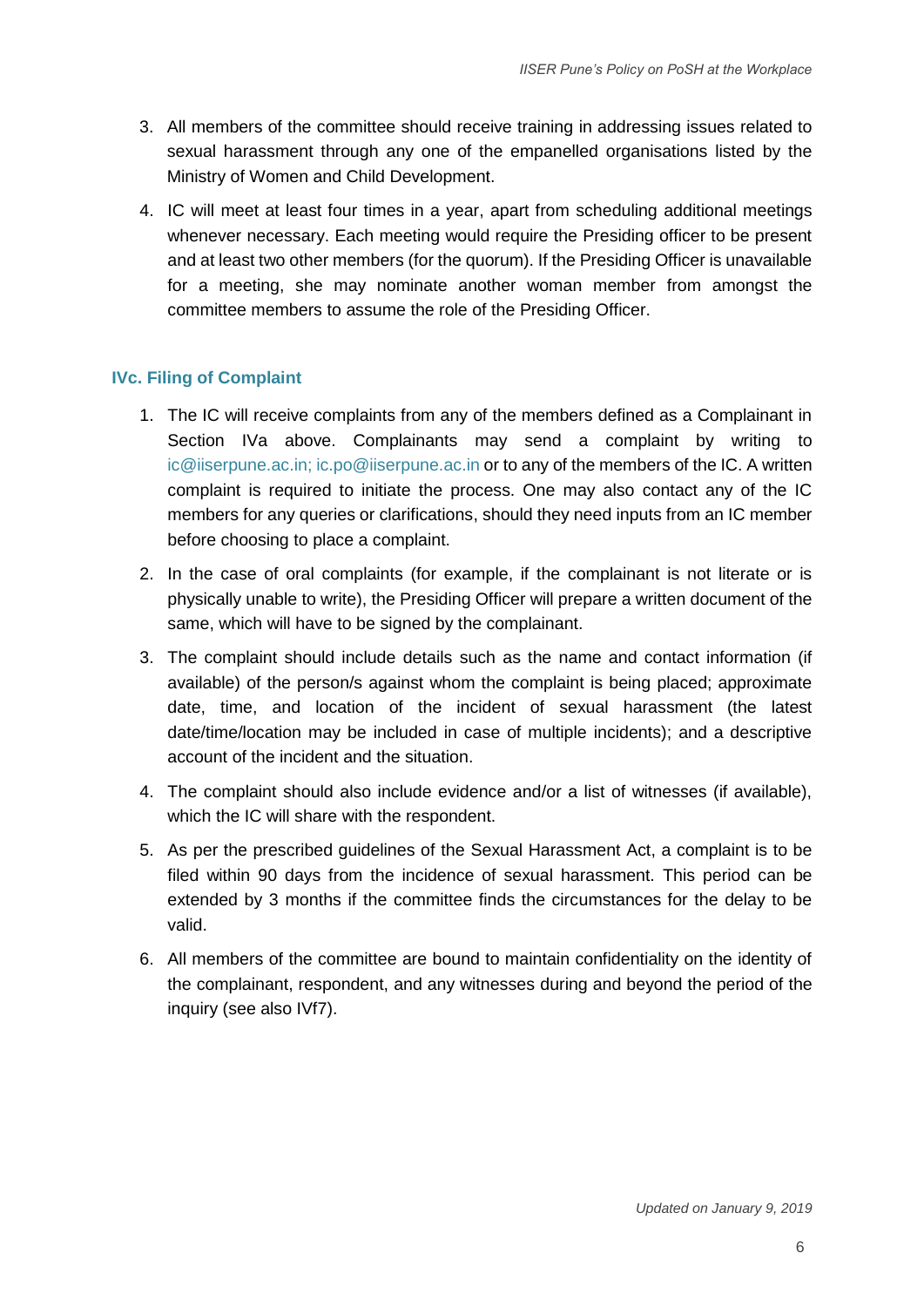3. All members of the committee should receive training in addressing issues related to sexual harassment through any one of the empanelled organisations listed by the Ministry of Women and Child Development.
4. IC will meet at least four times in a year, apart from scheduling additional meetings whenever necessary. Each meeting would require the Presiding officer to be present and at least two other members (for the quorum). If the Presiding Officer is unavailable for a meeting, she may nominate another woman member from amongst the committee members to assume the role of the Presiding Officer.

### IVc. Filing of Complaint

1. The IC will receive complaints from any of the members defined as a Complainant in Section IVa above. Complainants may send a complaint by writing to ic@iiserpune.ac.in; ic.po@iiserpune.ac.in or to any of the members of the IC. A written complaint is required to initiate the process. One may also contact any of the IC members for any queries or clarifications, should they need inputs from an IC member before choosing to place a complaint.
2. In the case of oral complaints (for example, if the complainant is not literate or is physically unable to write), the Presiding Officer will prepare a written document of the same, which will have to be signed by the complainant.
3. The complaint should include details such as the name and contact information (if available) of the person/s against whom the complaint is being placed; approximate date, time, and location of the incident of sexual harassment (the latest date/time/location may be included in case of multiple incidents); and a descriptive account of the incident and the situation.
4. The complaint should also include evidence and/or a list of witnesses (if available), which the IC will share with the respondent.
5. As per the prescribed guidelines of the Sexual Harassment Act, a complaint is to be filed within 90 days from the incidence of sexual harassment. This period can be extended by 3 months if the committee finds the circumstances for the delay to be valid.
6. All members of the committee are bound to maintain confidentiality on the identity of the complainant, respondent, and any witnesses during and beyond the period of the inquiry (see also IVf7).

*Updated on January 9, 2019*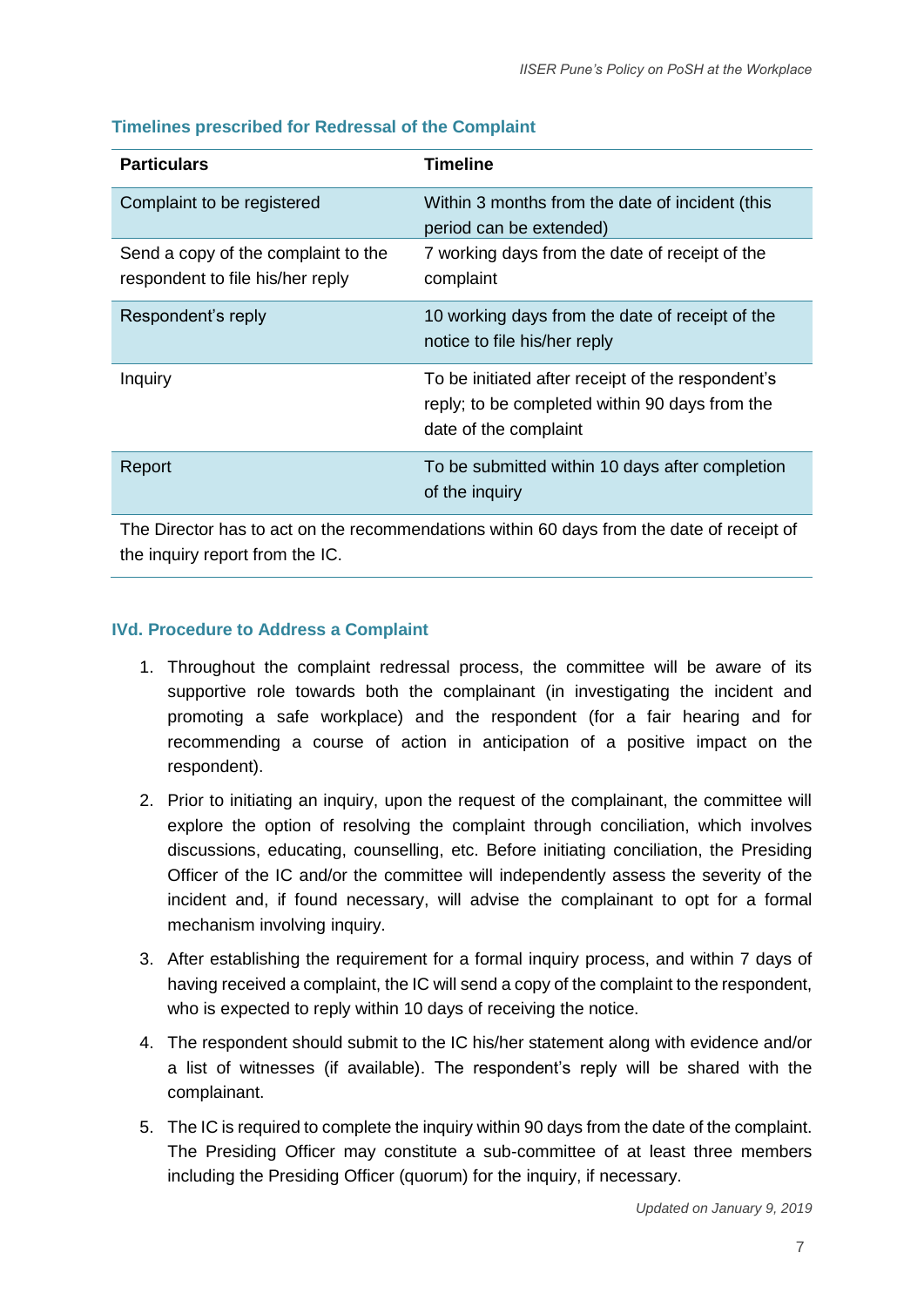### Timelines prescribed for Redressal of the Complaint

| Particulars | Timeline |
| --- | --- |
| Complaint to be registered | Within 3 months from the date of incident (this period can be extended) |
| Send a copy of the complaint to the respondent to file his/her reply | 7 working days from the date of receipt of the complaint |
| Respondent's reply | 10 working days from the date of receipt of the notice to file his/her reply |
| Inquiry | To be initiated after receipt of the respondent's reply; to be completed within 90 days from the date of the complaint |
| Report | To be submitted within 10 days after completion of the inquiry |

The Director has to act on the recommendations within 60 days from the date of receipt of the inquiry report from the IC.

### IVd. Procedure to Address a Complaint

1. Throughout the complaint redressal process, the committee will be aware of its supportive role towards both the complainant (in investigating the incident and promoting a safe workplace) and the respondent (for a fair hearing and for recommending a course of action in anticipation of a positive impact on the respondent).
2. Prior to initiating an inquiry, upon the request of the complainant, the committee will explore the option of resolving the complaint through conciliation, which involves discussions, educating, counselling, etc. Before initiating conciliation, the Presiding Officer of the IC and/or the committee will independently assess the severity of the incident and, if found necessary, will advise the complainant to opt for a formal mechanism involving inquiry.
3. After establishing the requirement for a formal inquiry process, and within 7 days of having received a complaint, the IC will send a copy of the complaint to the respondent, who is expected to reply within 10 days of receiving the notice.
4. The respondent should submit to the IC his/her statement along with evidence and/or a list of witnesses (if available). The respondent's reply will be shared with the complainant.
5. The IC is required to complete the inquiry within 90 days from the date of the complaint. The Presiding Officer may constitute a sub-committee of at least three members including the Presiding Officer (quorum) for the inquiry, if necessary.

*Updated on January 9, 2019*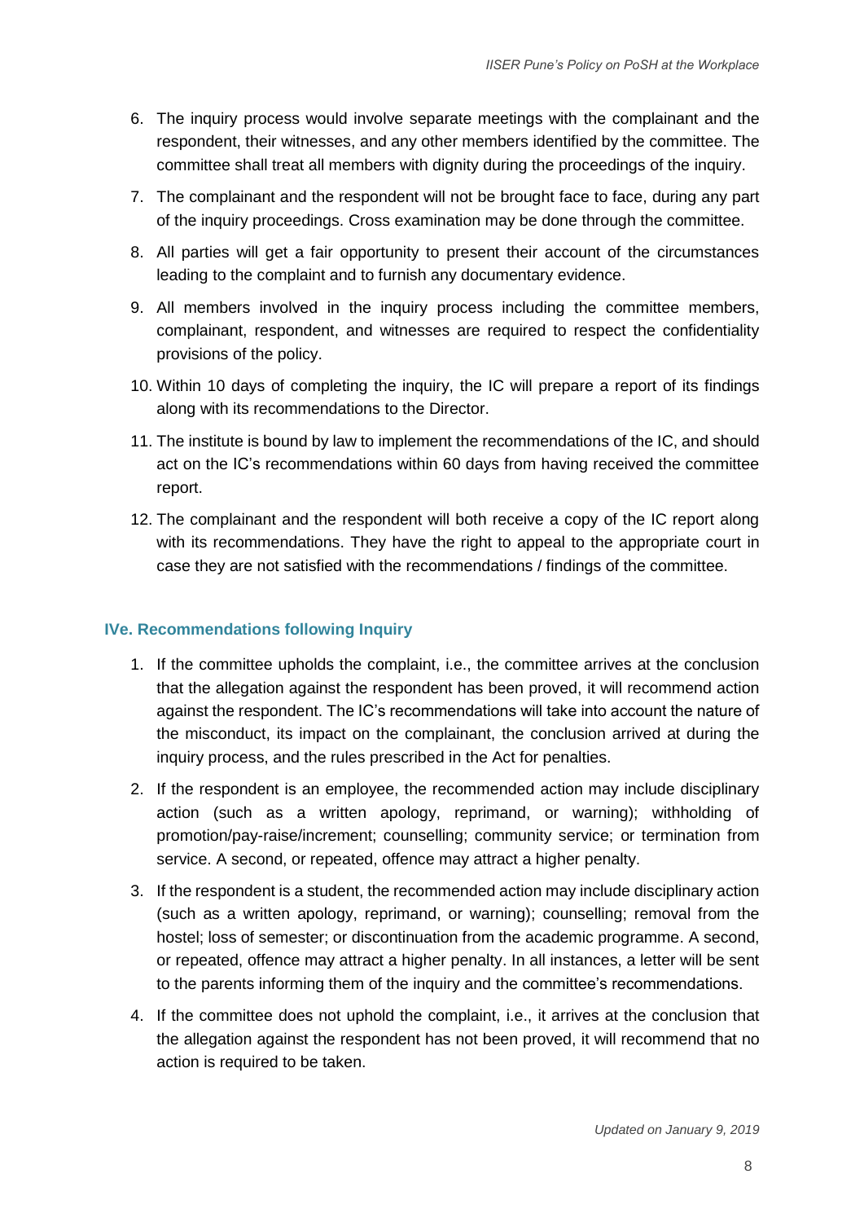6. The inquiry process would involve separate meetings with the complainant and the respondent, their witnesses, and any other members identified by the committee. The committee shall treat all members with dignity during the proceedings of the inquiry.
7. The complainant and the respondent will not be brought face to face, during any part of the inquiry proceedings. Cross examination may be done through the committee.
8. All parties will get a fair opportunity to present their account of the circumstances leading to the complaint and to furnish any documentary evidence.
9. All members involved in the inquiry process including the committee members, complainant, respondent, and witnesses are required to respect the confidentiality provisions of the policy.
10. Within 10 days of completing the inquiry, the IC will prepare a report of its findings along with its recommendations to the Director.
11. The institute is bound by law to implement the recommendations of the IC, and should act on the IC's recommendations within 60 days from having received the committee report.
12. The complainant and the respondent will both receive a copy of the IC report along with its recommendations. They have the right to appeal to the appropriate court in case they are not satisfied with the recommendations / findings of the committee.

### IVe. Recommendations following Inquiry

1. If the committee upholds the complaint, i.e., the committee arrives at the conclusion that the allegation against the respondent has been proved, it will recommend action against the respondent. The IC's recommendations will take into account the nature of the misconduct, its impact on the complainant, the conclusion arrived at during the inquiry process, and the rules prescribed in the Act for penalties.
2. If the respondent is an employee, the recommended action may include disciplinary action (such as a written apology, reprimand, or warning); withholding of promotion/pay-raise/increment; counselling; community service; or termination from service. A second, or repeated, offence may attract a higher penalty.
3. If the respondent is a student, the recommended action may include disciplinary action (such as a written apology, reprimand, or warning); counselling; removal from the hostel; loss of semester; or discontinuation from the academic programme. A second, or repeated, offence may attract a higher penalty. In all instances, a letter will be sent to the parents informing them of the inquiry and the committee's recommendations.
4. If the committee does not uphold the complaint, i.e., it arrives at the conclusion that the allegation against the respondent has not been proved, it will recommend that no action is required to be taken.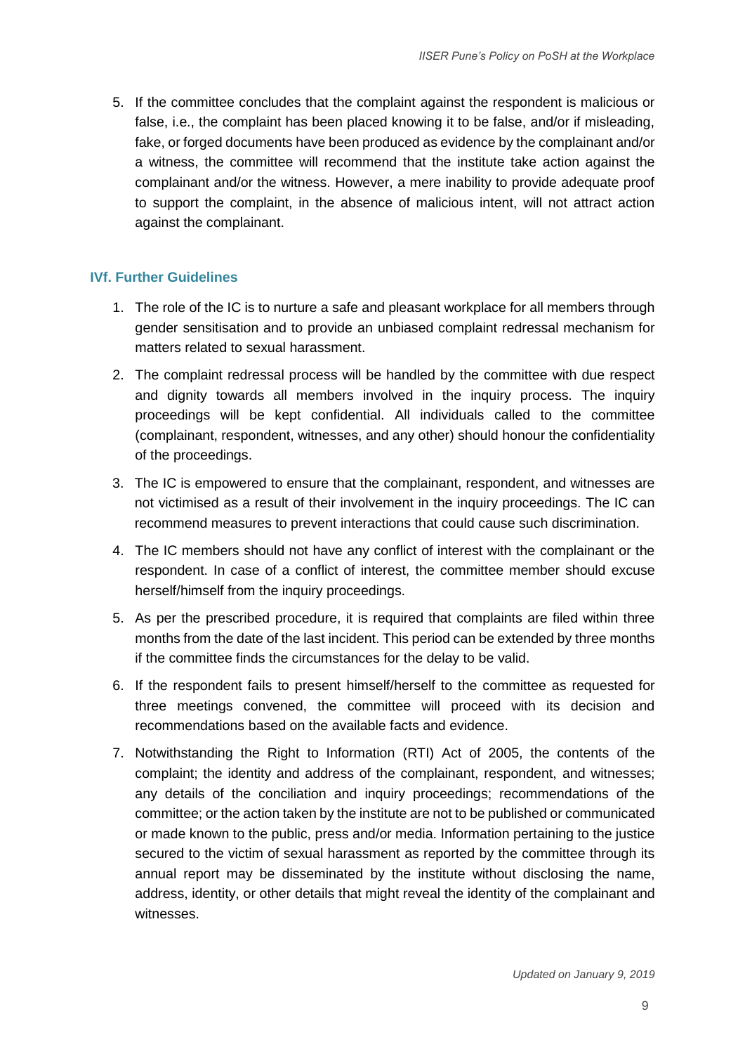5. If the committee concludes that the complaint against the respondent is malicious or false, i.e., the complaint has been placed knowing it to be false, and/or if misleading, fake, or forged documents have been produced as evidence by the complainant and/or a witness, the committee will recommend that the institute take action against the complainant and/or the witness. However, a mere inability to provide adequate proof to support the complaint, in the absence of malicious intent, will not attract action against the complainant.

### IVf. Further Guidelines

1. The role of the IC is to nurture a safe and pleasant workplace for all members through gender sensitisation and to provide an unbiased complaint redressal mechanism for matters related to sexual harassment.
2. The complaint redressal process will be handled by the committee with due respect and dignity towards all members involved in the inquiry process. The inquiry proceedings will be kept confidential. All individuals called to the committee (complainant, respondent, witnesses, and any other) should honour the confidentiality of the proceedings.
3. The IC is empowered to ensure that the complainant, respondent, and witnesses are not victimised as a result of their involvement in the inquiry proceedings. The IC can recommend measures to prevent interactions that could cause such discrimination.
4. The IC members should not have any conflict of interest with the complainant or the respondent. In case of a conflict of interest, the committee member should excuse herself/himself from the inquiry proceedings.
5. As per the prescribed procedure, it is required that complaints are filed within three months from the date of the last incident. This period can be extended by three months if the committee finds the circumstances for the delay to be valid.
6. If the respondent fails to present himself/herself to the committee as requested for three meetings convened, the committee will proceed with its decision and recommendations based on the available facts and evidence.
7. Notwithstanding the Right to Information (RTI) Act of 2005, the contents of the complaint; the identity and address of the complainant, respondent, and witnesses; any details of the conciliation and inquiry proceedings; recommendations of the committee; or the action taken by the institute are not to be published or communicated or made known to the public, press and/or media. Information pertaining to the justice secured to the victim of sexual harassment as reported by the committee through its annual report may be disseminated by the institute without disclosing the name, address, identity, or other details that might reveal the identity of the complainant and witnesses.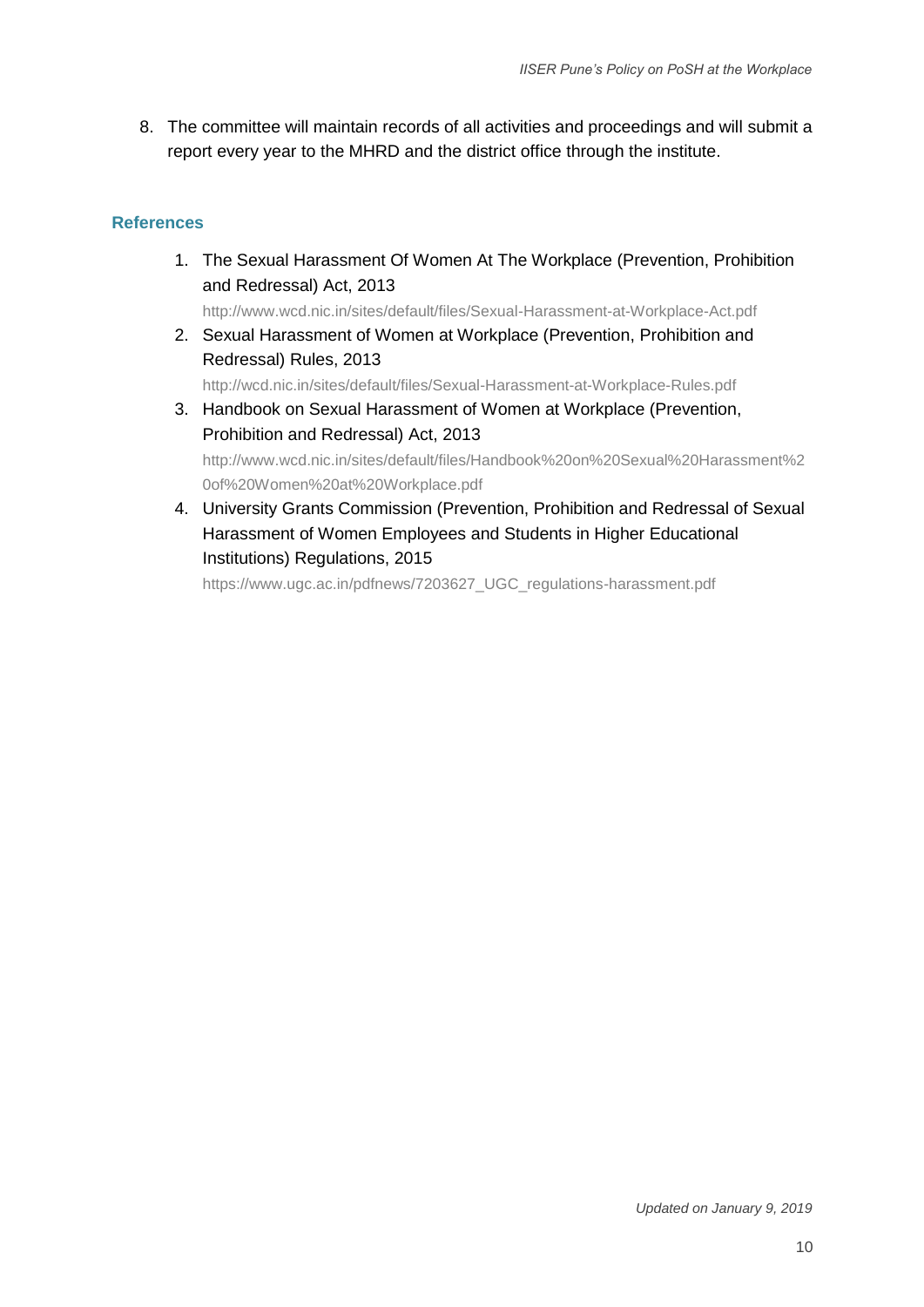8. The committee will maintain records of all activities and proceedings and will submit a report every year to the MHRD and the district office through the institute.

## References

1. The Sexual Harassment Of Women At The Workplace (Prevention, Prohibition and Redressal) Act, 2013
   http://www.wcd.nic.in/sites/default/files/Sexual-Harassment-at-Workplace-Act.pdf
2. Sexual Harassment of Women at Workplace (Prevention, Prohibition and Redressal) Rules, 2013
   http://wcd.nic.in/sites/default/files/Sexual-Harassment-at-Workplace-Rules.pdf
3. Handbook on Sexual Harassment of Women at Workplace (Prevention, Prohibition and Redressal) Act, 2013
   http://www.wcd.nic.in/sites/default/files/Handbook%20on%20Sexual%20Harassment%20of%20Women%20at%20Workplace.pdf
4. University Grants Commission (Prevention, Prohibition and Redressal of Sexual Harassment of Women Employees and Students in Higher Educational Institutions) Regulations, 2015
   https://www.ugc.ac.in/pdfnews/7203627_UGC_regulations-harassment.pdf

*Updated on January 9, 2019*